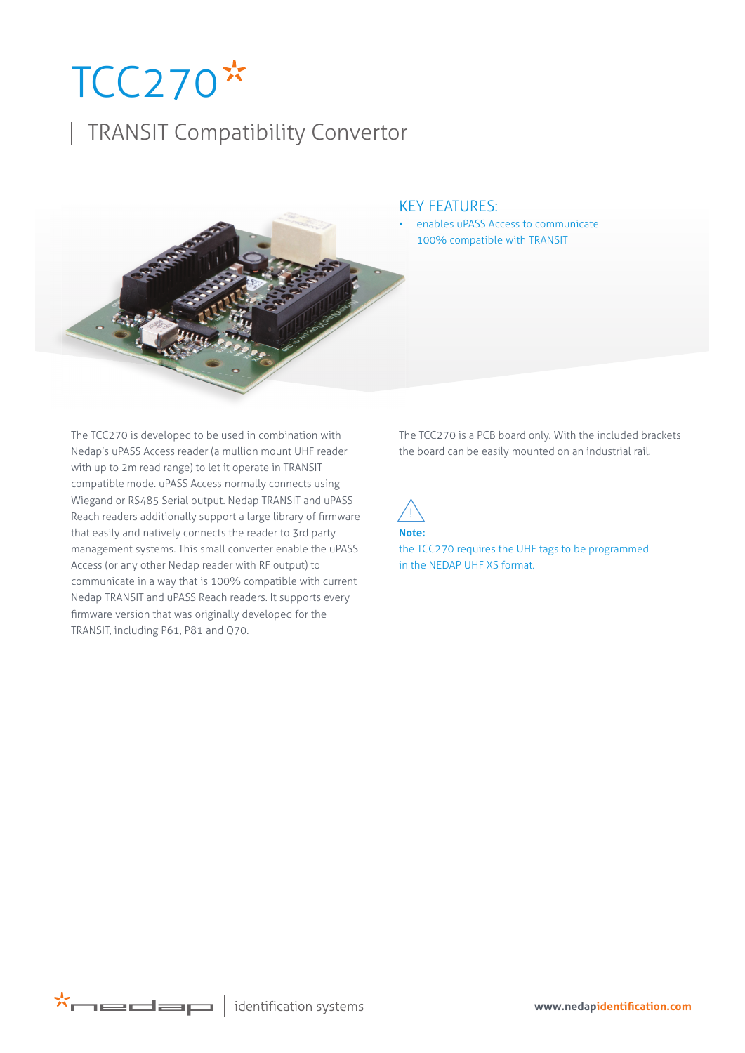# TCC270

## TRANSIT Compatibility Convertor

### KEY FEATURES:

- enables uPASS Access to communicate 100% compatible with TRANSIT

The TCC270 is developed to be used in combination with Nedap's uPASS Access reader (a mullion mount UHF reader with up to 2m read range) to let it operate in TRANSIT compatible mode. uPASS Access normally connects using Wiegand or RS485 Serial output. Nedap TRANSIT and uPASS Reach readers additionally support a large library of firmware that easily and natively connects the reader to 3rd party management systems. This small converter enable the uPASS Access (or any other Nedap reader with RF output) to communicate in a way that is 100% compatible with current Nedap TRANSIT and uPASS Reach readers. It supports every firmware version that was originally developed for the TRANSIT, including P61, P81 and Q70.

The TCC270 is a PCB board only. With the included brackets the board can be easily mounted on an industrial rail.

**Note:**
the TCC270 requires the UHF tags to be programmed in the NEDAP UHF XS format.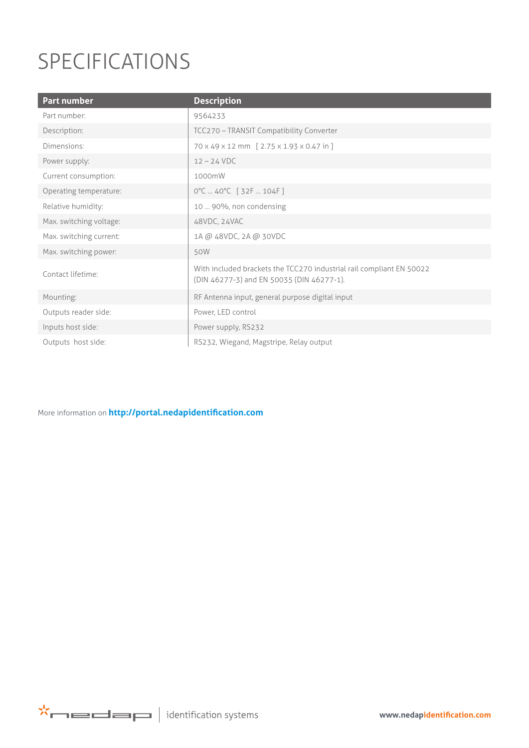# SPECIFICATIONS

| Part number | Description |
|---|---|
| Part number: | 9564233 |
| Description: | TCC270 – TRANSIT Compatibility Converter |
| Dimensions: | 70 x 49 x 12 mm [ 2.75 x 1.93 x 0.47 in ] |
| Power supply: | 12 – 24 VDC |
| Current consumption: | 1000mW |
| Operating temperature: | 0°C ... 40°C [ 32F ... 104F ] |
| Relative humidity: | 10 ... 90%, non condensing |
| Max. switching voltage: | 48VDC, 24VAC |
| Max. switching current: | 1A @ 48VDC, 2A @ 30VDC |
| Max. switching power: | 50W |
| Contact lifetime: | With included brackets the TCC270 industrial rail compliant EN 50022 (DIN 46277-3) and EN 50035 (DIN 46277-1). |
| Mounting: | RF Antenna input, general purpose digital input |
| Outputs reader side: | Power, LED control |
| Inputs host side: | Power supply, RS232 |
| Outputs host side: | RS232, Wiegand, Magstripe, Relay output |

More information on **http://portal.nedapidentification.com**

nedap | identification systems

www.nedapidentification.com